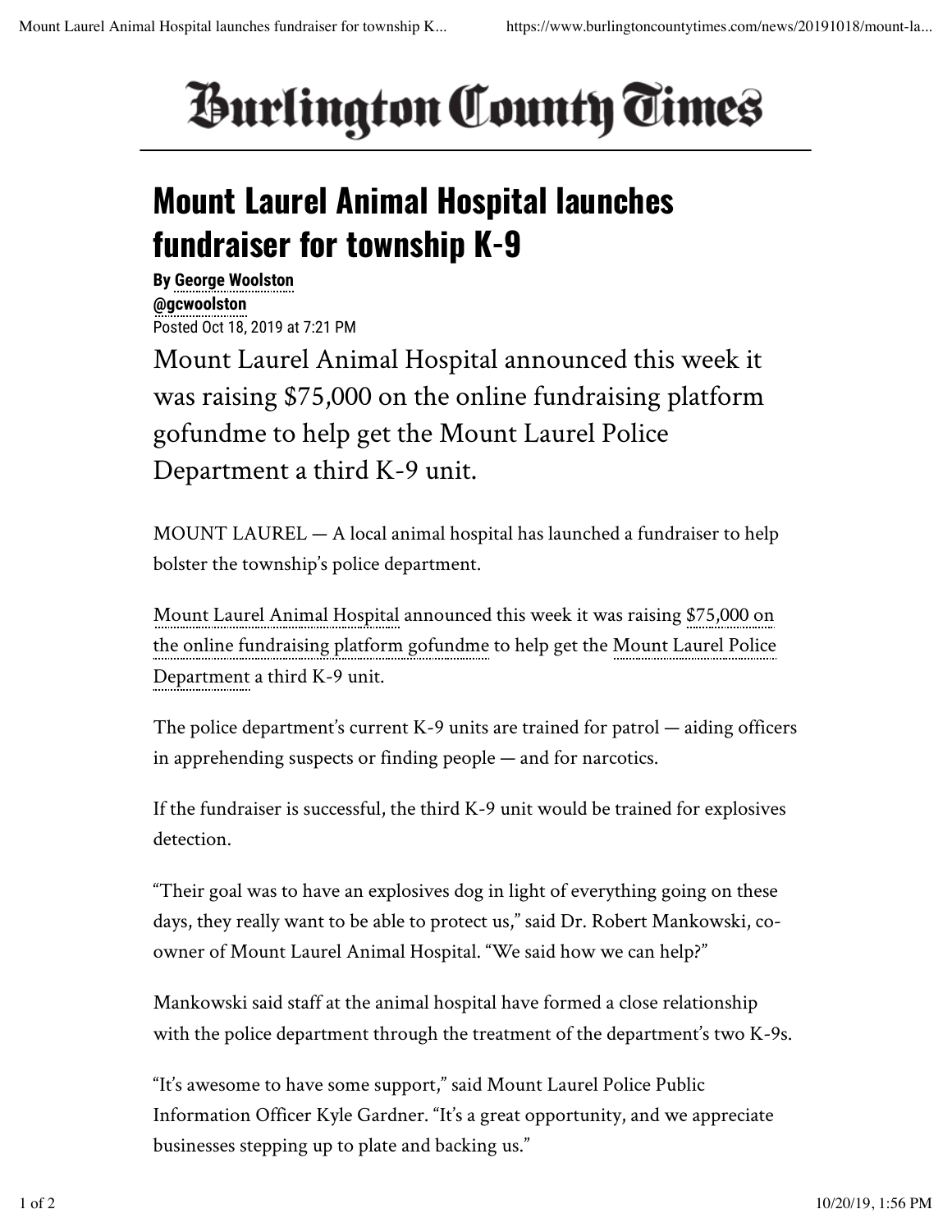# Burlington County Times

## Mount Laurel Animal Hospital launches fundraiser for township K-9

**By George Woolston**
**@gcwoolston**
Posted Oct 18, 2019 at 7:21 PM

Mount Laurel Animal Hospital announced this week it was raising $75,000 on the online fundraising platform gofundme to help get the Mount Laurel Police Department a third K-9 unit.

MOUNT LAUREL — A local animal hospital has launched a fundraiser to help bolster the township's police department.

Mount Laurel Animal Hospital announced this week it was raising $75,000 on the online fundraising platform gofundme to help get the Mount Laurel Police Department a third K-9 unit.

The police department's current K-9 units are trained for patrol — aiding officers in apprehending suspects or finding people — and for narcotics.

If the fundraiser is successful, the third K-9 unit would be trained for explosives detection.

"Their goal was to have an explosives dog in light of everything going on these days, they really want to be able to protect us," said Dr. Robert Mankowski, co-owner of Mount Laurel Animal Hospital. "We said how we can help?"

Mankowski said staff at the animal hospital have formed a close relationship with the police department through the treatment of the department's two K-9s.

"It's awesome to have some support," said Mount Laurel Police Public Information Officer Kyle Gardner. "It's a great opportunity, and we appreciate businesses stepping up to plate and backing us."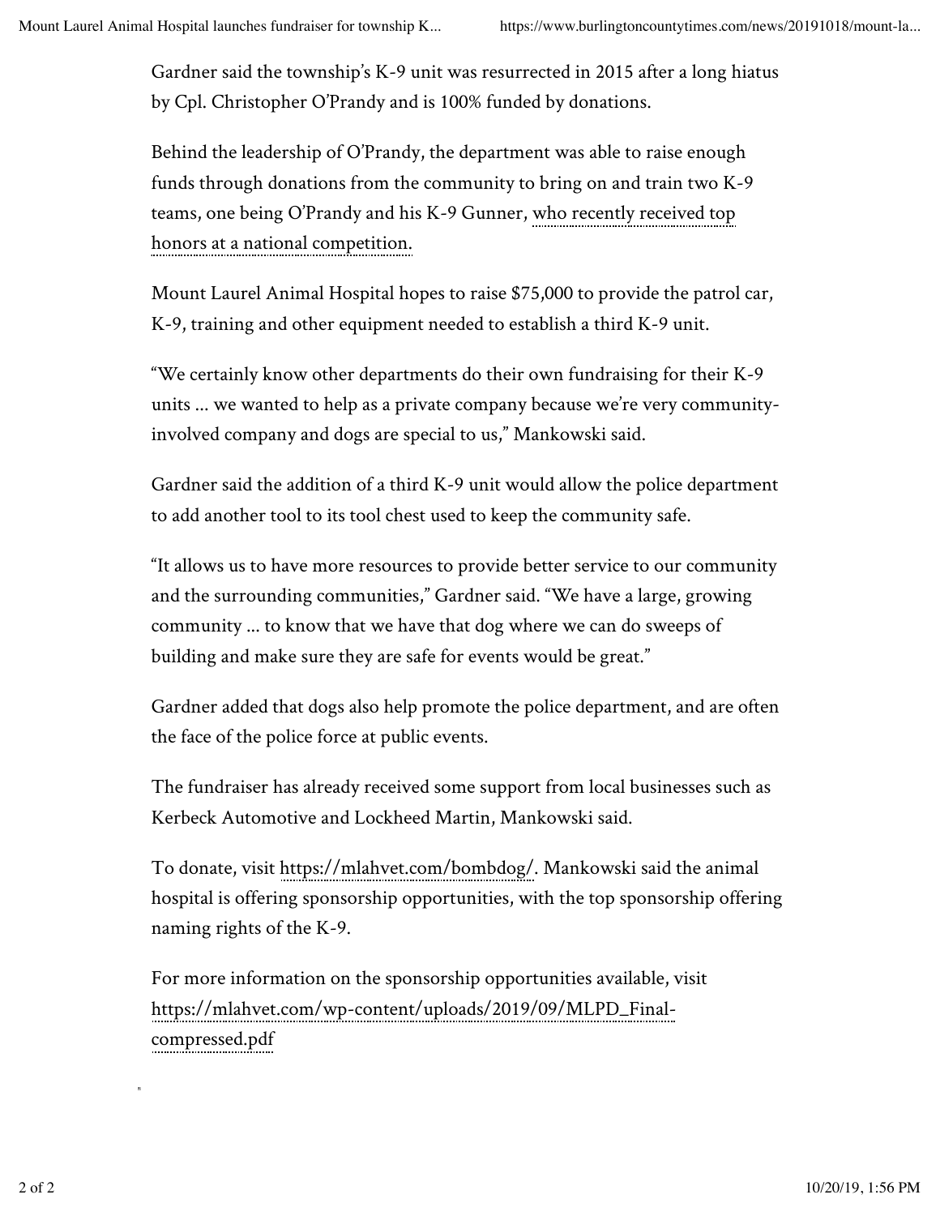Gardner said the township's K-9 unit was resurrected in 2015 after a long hiatus by Cpl. Christopher O'Prandy and is 100% funded by donations.

Behind the leadership of O'Prandy, the department was able to raise enough funds through donations from the community to bring on and train two K-9 teams, one being O'Prandy and his K-9 Gunner, who recently received top honors at a national competition.

Mount Laurel Animal Hospital hopes to raise $75,000 to provide the patrol car, K-9, training and other equipment needed to establish a third K-9 unit.

"We certainly know other departments do their own fundraising for their K-9 units ... we wanted to help as a private company because we're very community-involved company and dogs are special to us," Mankowski said.

Gardner said the addition of a third K-9 unit would allow the police department to add another tool to its tool chest used to keep the community safe.

"It allows us to have more resources to provide better service to our community and the surrounding communities," Gardner said. "We have a large, growing community ... to know that we have that dog where we can do sweeps of building and make sure they are safe for events would be great."

Gardner added that dogs also help promote the police department, and are often the face of the police force at public events.

The fundraiser has already received some support from local businesses such as Kerbeck Automotive and Lockheed Martin, Mankowski said.

To donate, visit https://mlahvet.com/bombdog/. Mankowski said the animal hospital is offering sponsorship opportunities, with the top sponsorship offering naming rights of the K-9.

For more information on the sponsorship opportunities available, visit https://mlahvet.com/wp-content/uploads/2019/09/MLPD_Final-compressed.pdf